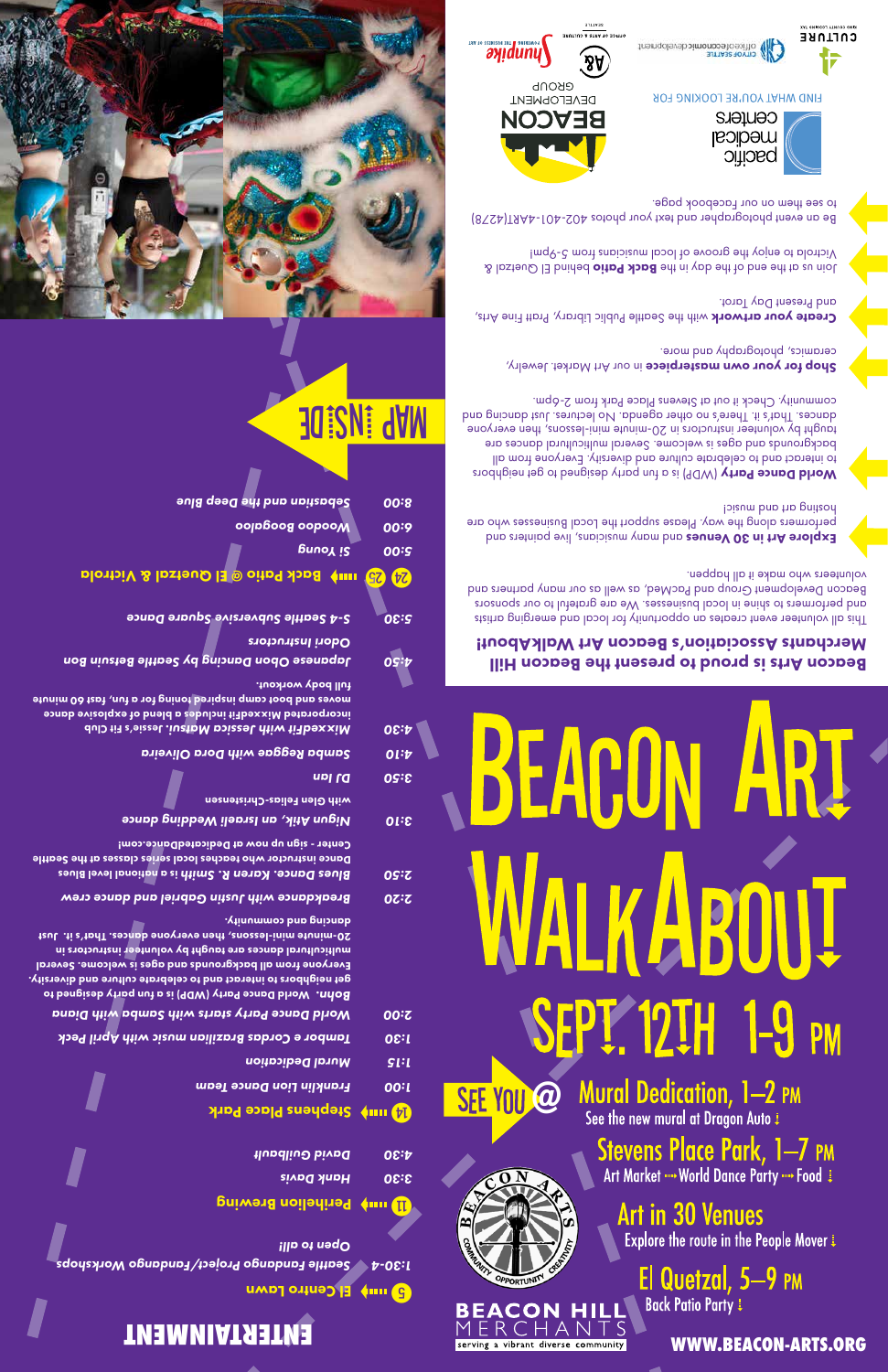# BEACON ART WALKABOUT

## SEPT. 12TH 1-9 PM

SEE YOU @

**Mural Dedication, 1–2 PM**
See the new mural at Dragon Auto

**Stevens Place Park, 1–7 PM**
Art Market → World Dance Party → Food

**Art in 30 Venues**
Explore the route in the People Mover

**El Quetzal, 5–9 PM**
Back Patio Party

BEACON HILL MERCHANTS
serving a vibrant diverse community

WWW.BEACON-ARTS.ORG

## Beacon Arts is proud to present the Beacon Hill Merchants Association's Beacon Art WalkAbout!

This all volunteer event creates an opportunity for local and emerging artists and performers to shine in local businesses. We are grateful to our sponsors Beacon Development Group and PacMed, as well as our many partners and volunteers who make it all happen.

**Explore Art in 30 Venues** and many musicians, live painters and performers along the way. Please support the local businesses who are hosting art and music!

**World Dance Party** (WDP) is a fun party designed to get neighbors to interact and to celebrate culture and diversity. Everyone from all backgrounds and ages is welcome. Several multicultural dances are taught by volunteer instructors in 20-minute mini-lessons, then everyone dances. That's it. There's no other agenda. No lectures. Just dancing and community. Check it out at Stevens Place Park from 2-6pm.

**Shop for your own masterpiece** in our Art Market. Jewelry, ceramics, photography and more.

**Create your artwork** with the Seattle Public Library, Pratt Fine Arts, and Present Day Tarot.

Join us at the end of the day in the **Back Patio** behind El Quetzal & Victrola to enjoy the groove of local musicians from 5-9pm!

Be an event photographer and text your photos 402-401-4ART(4278) to see them on our Facebook page.

FIND WHAT YOU'RE LOOKING FOR — pacific medical centers

BEACON DEVELOPMENT GROUP

MAP INSIDE

## ENTERTAINMENT

### 5 → El Centro Lawn

- 1:30-4 — Seattle Fandango Project/Fandango Workshops — *Open to all!*

### 11 → Perihelion Brewing

- 3:30 — Hank Davis
- 4:30 — David Guilbault

### 14 → Stephens Place Park

- 1:00 — Franklin Lion Dance Team
- 1:15 — Mural Dedication
- 1:30 — Tambor e Cordas Brazilian music with April Peck
- 2:00 — World Dance Party starts with Samba with Diana Bohn. World Dance Party (WDP) is a fun party designed to get neighbors to interact and to celebrate culture and diversity. Everyone from all backgrounds and ages is welcome. Several multicultural dances are taught by volunteer instructors in 20-minute mini-lessons, then everyone dances. That's it. Just dancing and community.
- 2:20 — Breakdance with Justin Gabriel and dance crew
- 2:50 — Blues Dance. Karen R. Smith is a national level blues Dance instructor who teaches local series classes at the Seattle Center - sign up now at DedicatedDance.com!
- 3:10 — Nigun Atik, an Israeli Wedding dance with Glen Feliss-Christensen
- 3:50 — DJ Jai
- 4:10 — Samba Reggae with Dora Oliveira
- 4:30 — MixxedFit with Jessica Matsui. Jessie's Fit Club incorporated MixxedFit includes a blend of explosive dance moves and boot camp inspired toning for a fun, fast 60 minute full body workout.
- 4:50 — Japanese Obon Dancing by Seattle Betsuin Bon Odori Instructors
- 5:30 — S-4 Seattle Subversive Square Dance

### 24 25 → Back Patio @ El Quetzal & Victrola

- 5:00 — Si Young
- 6:00 — Woodoo Boogaloo
- 8:00 — Sebastian and the Deep Blue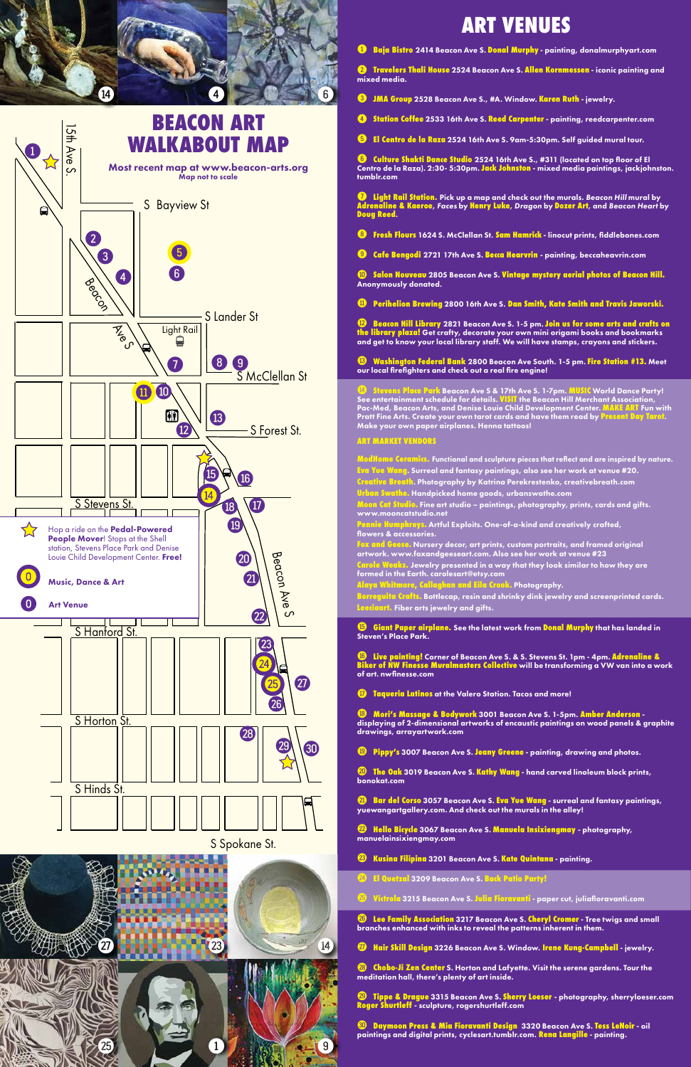# BEACON ART WALKABOUT MAP

Most recent map at www.beacon-arts.org

Map not to scale

15th Ave S.

S Bayview St

Beacon Ave S

S Lander St

Light Rail

S McClellan St

S Forest St.

S Stevens St.

S Hanford St.

S Horton St.

S Hinds St.

S Spokane St.

Beacon Ave S

Hop a ride on the **Pedal-Powered People Mover**! Stops at the Shell station, Stevens Place Park and Denise Louie Child Development Center. **Free!**

Music, Dance & Art

Art Venue

## ART VENUES

1. **Baja Bistro** 2414 Beacon Ave S. **Donal Murphy** - painting, donalmurphyart.com
2. **Travelers Thali House** 2524 Beacon Ave S. **Allen Kornmessen** - iconic painting and mixed media.
3. **JMA Group** 2528 Beacon Ave S., #A. Window. **Karen Ruth** - jewelry.
4. **Station Coffee** 2533 16th Ave S. **Reed Carpenter** - painting, reedcarpenter.com
5. **El Centro de la Raza** 2524 16th Ave S. 9am-5:30pm. Self guided mural tour.
6. **Culture Shakti Dance Studio** 2524 16th Ave S., #311 (located on top floor of El Centro de la Raza). 2:30- 5:30pm. **Jack Johnston** - mixed media paintings, jackjohnston.tumblr.com
7. **Light Rail Station.** Pick up a map and check out the murals. *Beacon Hill* mural by **Adrenaline & Kaeroe**, *Faces* by **Henry Luke**, *Dragon* by **Dozer Art**, and *Beacon Heart* by **Doug Reed.**
8. **Fresh Flours** 1624 S. McClellan St. **Sam Hamrick** - linocut prints, fiddlebones.com
9. **Cafe Bengodi** 2721 17th Ave S. **Becca Hearvrin** - painting, beccaheavrin.com
10. **Salon Nouveau** 2805 Beacon Ave S. **Vintage mystery aerial photos of Beacon Hill.** Anonymously donated.
11. **Perihelion Brewing** 2800 16th Ave S. **Dan Smith, Kate Smith and Travis Jaworski.**
12. **Beacon Hill Library** 2821 Beacon Ave S. 1-5 pm. **Join us for some arts and crafts on the library plaza!** Get crafty, decorate your own mini origami books and bookmarks and get to know your local library staff. We will have stamps, crayons and stickers.
13. **Washington Federal Bank** 2800 Beacon Ave South. 1-5 pm. **Fire Station #13.** Meet our local firefighters and check out a real fire engine!
14. **Stevens Place Park** Beacon Ave S & 17th Ave S. 1-7pm. **MUSIC** World Dance Party! See entertainment schedule for details. **VISIT** the Beacon Hill Merchant Association, Pac-Med, Beacon Arts, and Denise Louie Child Development Center. **MAKE ART** Fun with Pratt Fine Arts. Create your own tarot cards and have them read by **Present Day Tarot.** Make your own paper airplanes. Henna tattoos!

### ART MARKET VENDORS

- **ModHome Ceramics.** Functional and sculpture pieces that reflect and are inspired by nature.
- **Eva Yue Wang.** Surreal and fantasy paintings, also see her work at venue #20.
- **Creative Breath.** Photography by Katrina Perekrestenko, creativebreath.com
- **Urban Swathe.** Handpicked home goods, urbanswathe.com
- **Moon Cat Studio.** Fine art studio – paintings, photography, prints, cards and gifts. www.mooncatstudio.net
- **Pennie Humphreys.** Artful Exploits. One-of-a-kind and creatively crafted, flowers & accessories.
- **Fox and Geese.** Nursery decor, art prints, custom portraits, and framed original artwork. www.foxandgeeseart.com. Also see her work at venue #23
- **Carole Weeks.** Jewelry presented in a way that they look similar to how they are formed in the Earth. carolesart@etsy.com
- **Alaya Whitmore, Callaghan and Eila Crook.** Photography.
- **Borreguita Crafts.** Bottlecap, resin and shrinky dink jewelry and screenprinted cards.
- **Leeciaart.** Fiber arts jewelry and gifts.

15. **Giant Paper airplane.** See the latest work from **Donal Murphy** that has landed in Steven's Place Park.
16. **Live painting!** Corner of Beacon Ave S. & S. Stevens St. 1pm - 4pm. **Adrenaline & Biker of NW Finesse Muralmasters Collective** will be transforming a VW van into a work of art. nwfinesse.com
17. **Taqueria Latinos** at the Valero Station. Tacos and more!
18. **Mori's Massage & Bodywork** 3001 Beacon Ave S. 1-5pm. **Amber Anderson** - displaying of 2-dimensional artworks of encaustic paintings on wood panels & graphite drawings, arrayartwork.com
19. **Pippy's** 3007 Beacon Ave S. **Jeany Greene** - painting, drawing and photos.
20. **The Oak** 3019 Beacon Ave S. **Kathy Wang** - hand carved linoleum block prints, bonokat.com
21. **Bar del Corso** 3057 Beacon Ave S. **Eva Yue Wang** - surreal and fantasy paintings, yuewangartgallery.com. And check out the murals in the alley!
22. **Hello Bicycle** 3067 Beacon Ave S. **Manuela Insixiengmay** - photography, manuelainsixiengmay.com
23. **Kusina Filipina** 3201 Beacon Ave S. **Kate Quintana** - painting.
24. **El Quetzal** 3209 Beacon Ave S. **Back Patio Party!**
25. **Victrola** 3215 Beacon Ave S. **Julia Fioravanti** - paper cut, juliafioravanti.com
26. **Lee Family Association** 3217 Beacon Ave S. **Cheryl Cromer** - Tree twigs and small branches enhanced with inks to reveal the patterns inherent in them.
27. **Hair Skill Design** 3226 Beacon Ave S. Window. **Irene Kung-Campbell** - jewelry.
28. **Chobo-Ji Zen Center** S. Horton and Lafyette. Visit the serene gardens. Tour the meditation hall, there's plenty of art inside.
29. **Tippe & Drague** 3315 Beacon Ave S. **Sherry Loeser** - photography, sherryloeser.com **Roger Shurtleff** - sculpture, rogershurtleff.com
30. **Daymoon Press & Mia Fioravanti Design** 3320 Beacon Ave S. **Tess LeNoir** - oil paintings and digital prints, cyclesart.tumblr.com. **Rena Langille** - painting.